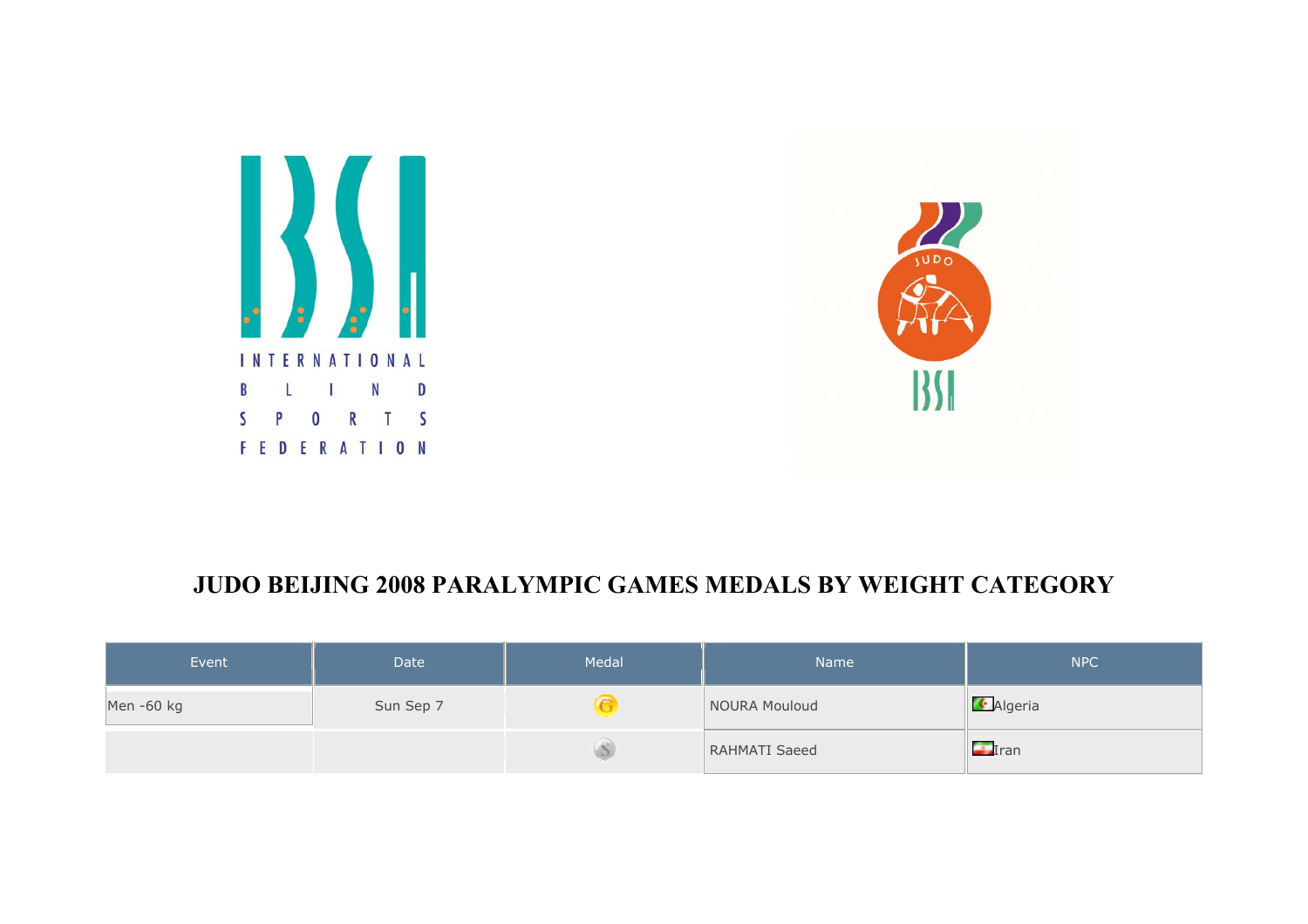INTERNATIONAL BLIND SPORTS FEDERATION

# JUDO BEIJING 2008 PARALYMPIC GAMES MEDALS BY WEIGHT CATEGORY

| Event | Date | Medal | Name | NPC |
|---|---|---|---|---|
| Men -60 kg | Sun Sep 7 | G | NOURA Mouloud | Algeria |
| | | S | RAHMATI Saeed | Iran |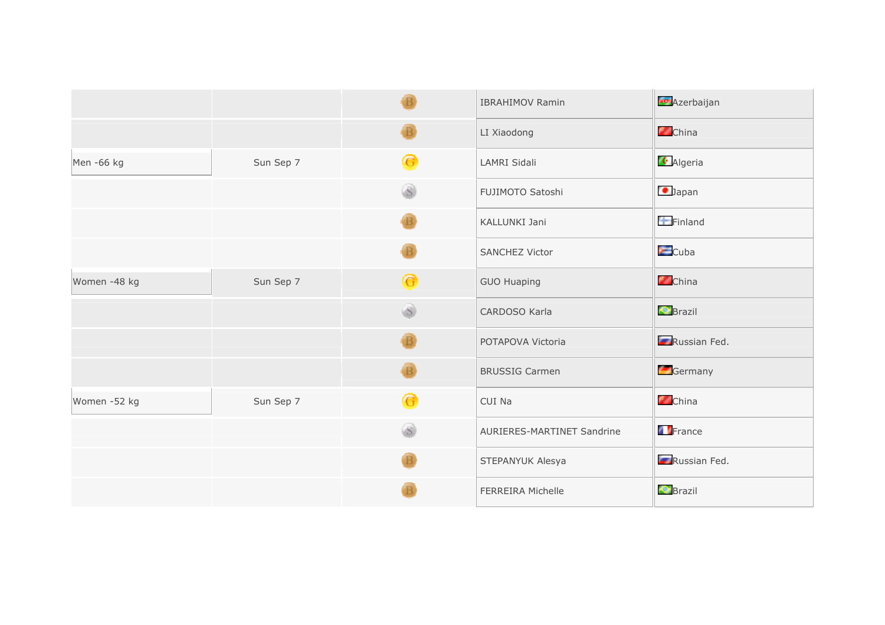| | | | | |
|---|---|---|---|---|
| | | B | IBRAHIMOV Ramin | Azerbaijan |
| | | B | LI Xiaodong | China |
| Men -66 kg | Sun Sep 7 | G | LAMRI Sidali | Algeria |
| | | S | FUJIMOTO Satoshi | Japan |
| | | B | KALLUNKI Jani | Finland |
| | | B | SANCHEZ Victor | Cuba |
| Women -48 kg | Sun Sep 7 | G | GUO Huaping | China |
| | | S | CARDOSO Karla | Brazil |
| | | B | POTAPOVA Victoria | Russian Fed. |
| | | B | BRUSSIG Carmen | Germany |
| Women -52 kg | Sun Sep 7 | G | CUI Na | China |
| | | S | AURIERES-MARTINET Sandrine | France |
| | | B | STEPANYUK Alesya | Russian Fed. |
| | | B | FERREIRA Michelle | Brazil |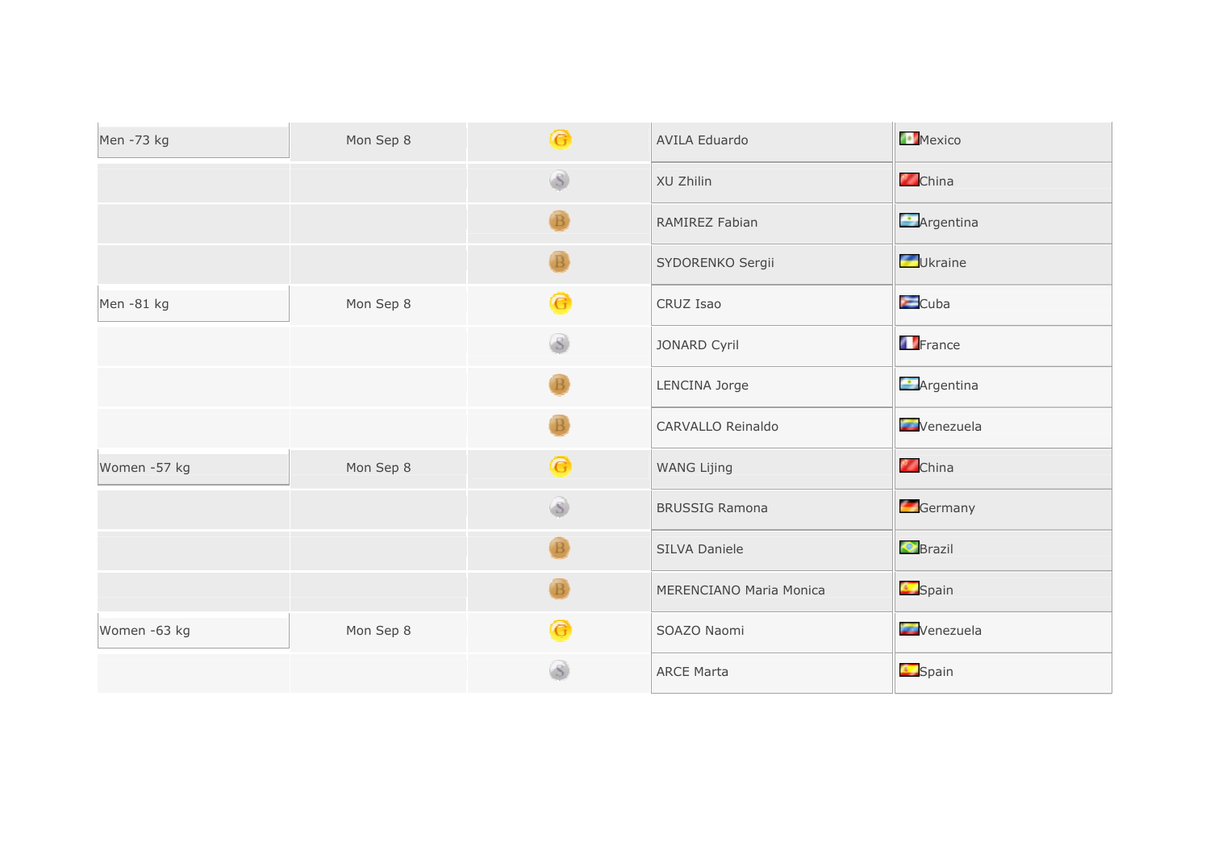| | | | | |
|---|---|---|---|---|
| Men -73 kg | Mon Sep 8 | G | AVILA Eduardo | Mexico |
| | | S | XU Zhilin | China |
| | | B | RAMIREZ Fabian | Argentina |
| | | B | SYDORENKO Sergii | Ukraine |
| Men -81 kg | Mon Sep 8 | G | CRUZ Isao | Cuba |
| | | S | JONARD Cyril | France |
| | | B | LENCINA Jorge | Argentina |
| | | B | CARVALLO Reinaldo | Venezuela |
| Women -57 kg | Mon Sep 8 | G | WANG Lijing | China |
| | | S | BRUSSIG Ramona | Germany |
| | | B | SILVA Daniele | Brazil |
| | | B | MERENCIANO Maria Monica | Spain |
| Women -63 kg | Mon Sep 8 | G | SOAZO Naomi | Venezuela |
| | | S | ARCE Marta | Spain |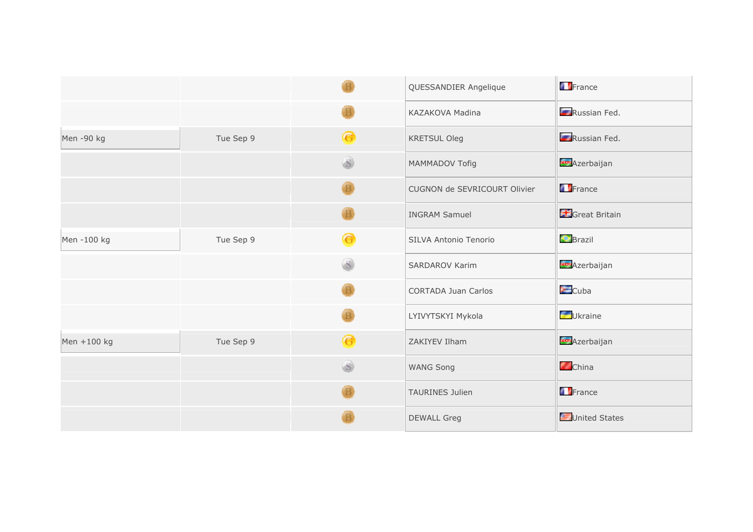| | | | | |
|---|---|---|---|---|
| | | B | QUESSANDIER Angelique | France |
| | | B | KAZAKOVA Madina | Russian Fed. |
| Men -90 kg | Tue Sep 9 | G | KRETSUL Oleg | Russian Fed. |
| | | S | MAMMADOV Tofig | Azerbaijan |
| | | B | CUGNON de SEVRICOURT Olivier | France |
| | | B | INGRAM Samuel | Great Britain |
| Men -100 kg | Tue Sep 9 | G | SILVA Antonio Tenorio | Brazil |
| | | S | SARDAROV Karim | Azerbaijan |
| | | B | CORTADA Juan Carlos | Cuba |
| | | B | LYIVYTSKYI Mykola | Ukraine |
| Men +100 kg | Tue Sep 9 | G | ZAKIYEV Ilham | Azerbaijan |
| | | S | WANG Song | China |
| | | B | TAURINES Julien | France |
| | | B | DEWALL Greg | United States |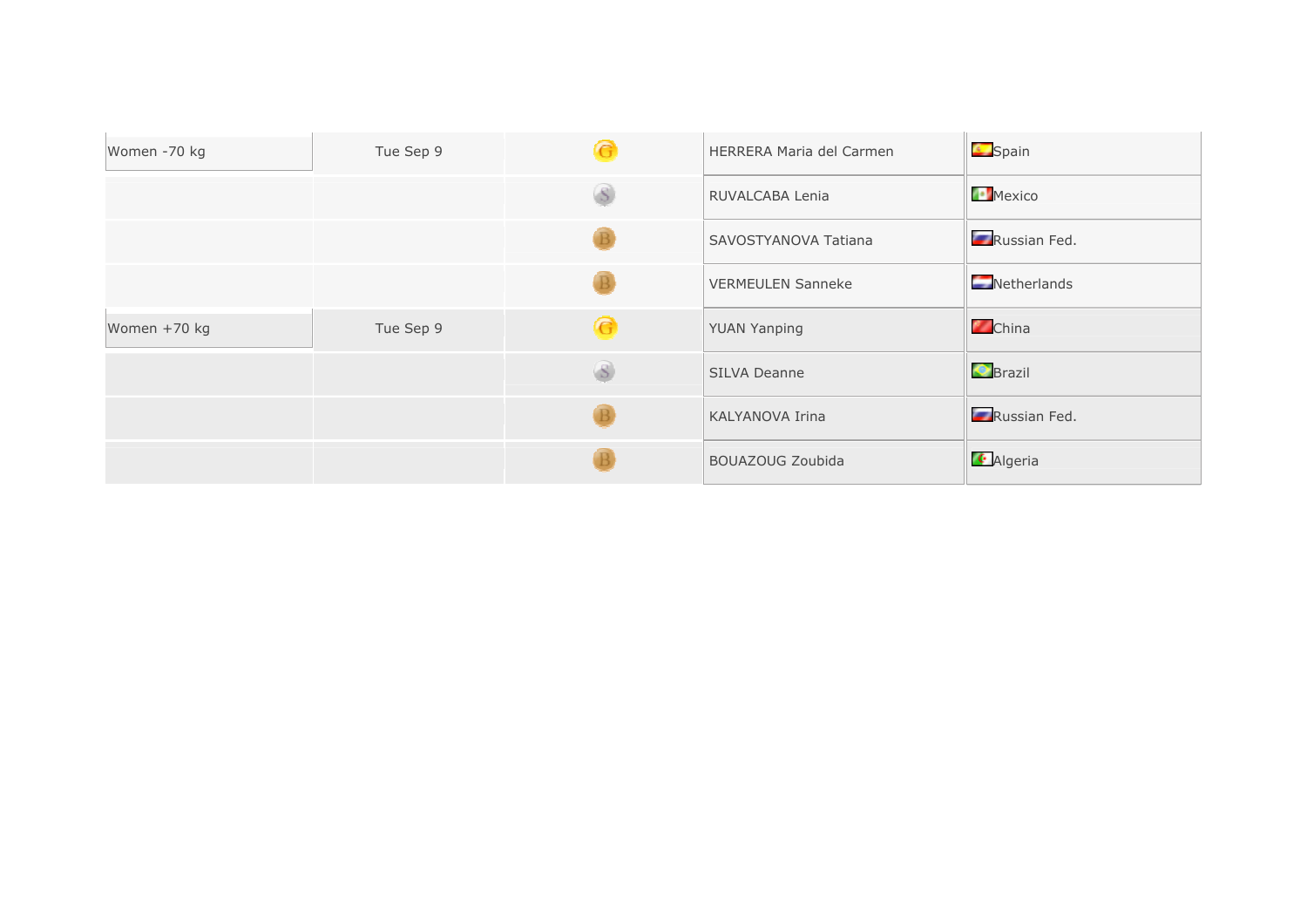| | | | | |
|---|---|---|---|---|
| Women -70 kg | Tue Sep 9 | G | HERRERA Maria del Carmen | Spain |
| | | S | RUVALCABA Lenia | Mexico |
| | | B | SAVOSTYANOVA Tatiana | Russian Fed. |
| | | B | VERMEULEN Sanneke | Netherlands |
| Women +70 kg | Tue Sep 9 | G | YUAN Yanping | China |
| | | S | SILVA Deanne | Brazil |
| | | B | KALYANOVA Irina | Russian Fed. |
| | | B | BOUAZOUG Zoubida | Algeria |